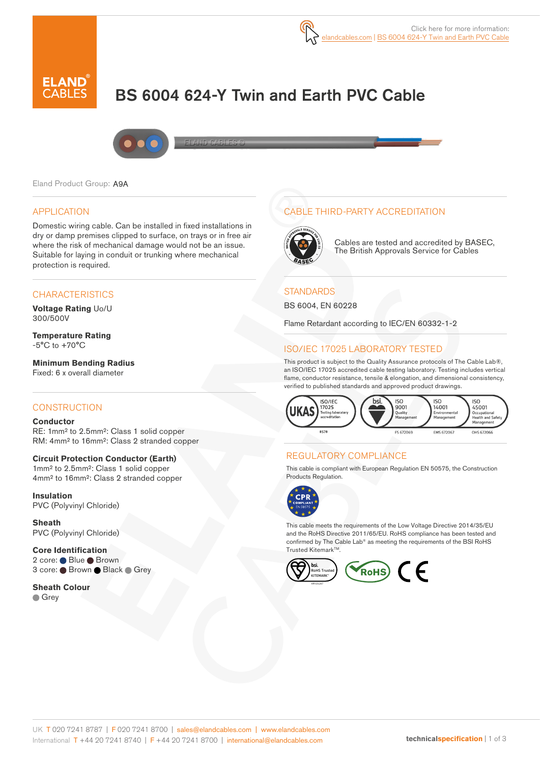Click here for more information:
elandcables.com | BS 6004 624-Y Twin and Earth PVC Cable

ELAND CABLES

# BS 6004 624-Y Twin and Earth PVC Cable

Eland Product Group: A9A

## APPLICATION

Domestic wiring cable. Can be installed in fixed installations in dry or damp premises clipped to surface, on trays or in free air where the risk of mechanical damage would not be an issue. Suitable for laying in conduit or trunking where mechanical protection is required.

## CHARACTERISTICS

**Voltage Rating** Uo/U
300/500V

**Temperature Rating**
-5°C to +70°C

**Minimum Bending Radius**
Fixed: 6 x overall diameter

## CONSTRUCTION

**Conductor**
RE: 1mm² to 2.5mm²: Class 1 solid copper
RM: 4mm² to 16mm²: Class 2 stranded copper

**Circuit Protection Conductor (Earth)**
1mm² to 2.5mm²: Class 1 solid copper
4mm² to 16mm²: Class 2 stranded copper

**Insulation**
PVC (Polyvinyl Chloride)

**Sheath**
PVC (Polyvinyl Chloride)

**Core Identification**
2 core: Blue, Brown
3 core: Brown, Black, Grey

**Sheath Colour**
Grey

## CABLE THIRD-PARTY ACCREDITATION

Cables are tested and accredited by BASEC, The British Approvals Service for Cables

## STANDARDS

BS 6004, EN 60228

Flame Retardant according to IEC/EN 60332-1-2

## ISO/IEC 17025 LABORATORY TESTED

This product is subject to the Quality Assurance protocols of The Cable Lab®, an ISO/IEC 17025 accredited cable testing laboratory. Testing includes vertical flame, conductor resistance, tensile & elongation, and dimensional consistency, verified to published standards and approved product drawings.

UKAS ISO/IEC 17025 Testing laboratory accreditation 8578 | bsi. ISO 9001 Quality Management FS 672069 | ISO 14001 Environmental Management EMS 672067 | ISO 45001 Occupational Health and Safety Management OHS 672066

## REGULATORY COMPLIANCE

This cable is compliant with European Regulation EN 50575, the Construction Products Regulation.

CPR COMPLIANT EN 50575

This cable meets the requirements of the Low Voltage Directive 2014/35/EU and the RoHS Directive 2011/65/EU. RoHS compliance has been tested and confirmed by The Cable Lab® as meeting the requirements of the BSI RoHS Trusted Kitemark™.

bsi. RoHS Trusted KITEMARK™ | RoHS | CE

UK T 020 7241 8787 | F 020 7241 8700 | sales@elandcables.com | www.elandcables.com
International T +44 20 7241 8740 | F +44 20 7241 8700 | international@elandcables.com

technicalspecification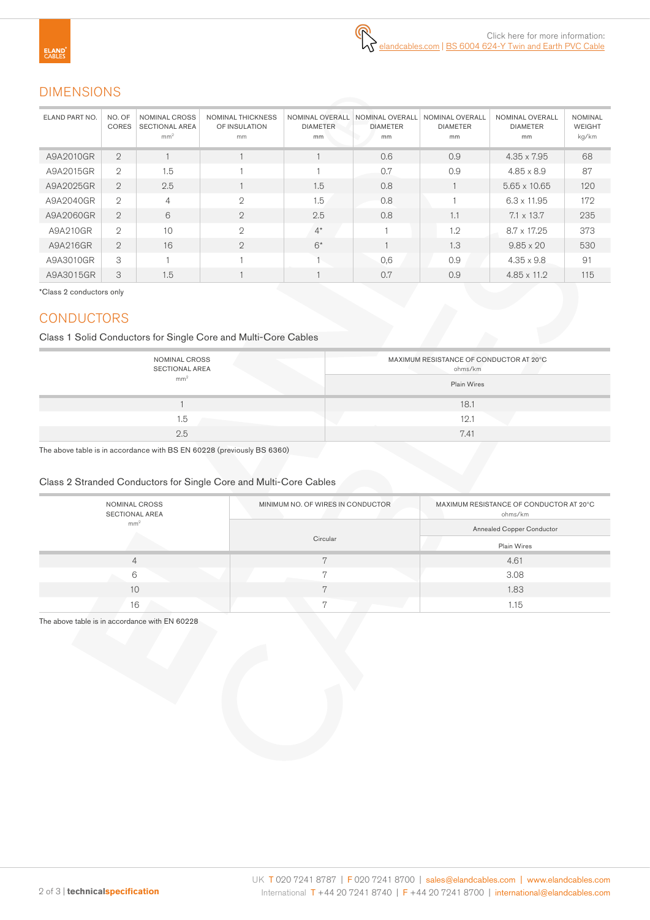Click here for more information: elandcables.com | BS 6004 624-Y Twin and Earth PVC Cable

## DIMENSIONS

| ELAND PART NO. | NO. OF CORES | NOMINAL CROSS SECTIONAL AREA mm² | NOMINAL THICKNESS OF INSULATION mm | NOMINAL OVERALL DIAMETER mm | NOMINAL OVERALL DIAMETER mm | NOMINAL OVERALL DIAMETER mm | NOMINAL OVERALL DIAMETER mm | NOMINAL WEIGHT kg/km |
|---|---|---|---|---|---|---|---|---|
| A9A2010GR | 2 | 1 | 1 | 1 | 0.6 | 0.9 | 4.35 x 7.95 | 68 |
| A9A2015GR | 2 | 1.5 | 1 | 1 | 0.7 | 0.9 | 4.85 x 8.9 | 87 |
| A9A2025GR | 2 | 2.5 | 1 | 1.5 | 0.8 | 1 | 5.65 x 10.65 | 120 |
| A9A2040GR | 2 | 4 | 2 | 1.5 | 0.8 | 1 | 6.3 x 11.95 | 172 |
| A9A2060GR | 2 | 6 | 2 | 2.5 | 0.8 | 1.1 | 7.1 x 13.7 | 235 |
| A9A210GR | 2 | 10 | 2 | 4* | 1 | 1.2 | 8.7 x 17.25 | 373 |
| A9A216GR | 2 | 16 | 2 | 6* | 1 | 1.3 | 9.85 x 20 | 530 |
| A9A3010GR | 3 | 1 | 1 | 1 | 0,6 | 0.9 | 4.35 x 9.8 | 91 |
| A9A3015GR | 3 | 1.5 | 1 | 1 | 0.7 | 0.9 | 4.85 x 11.2 | 115 |

*Class 2 conductors only

## CONDUCTORS

Class 1 Solid Conductors for Single Core and Multi-Core Cables

| NOMINAL CROSS SECTIONAL AREA mm² | MAXIMUM RESISTANCE OF CONDUCTOR AT 20°C ohms/km |
|---|---|
| | Plain Wires |
| 1 | 18.1 |
| 1.5 | 12.1 |
| 2.5 | 7.41 |

The above table is in accordance with BS EN 60228 (previously BS 6360)

Class 2 Stranded Conductors for Single Core and Multi-Core Cables

| NOMINAL CROSS SECTIONAL AREA mm² | MINIMUM NO. OF WIRES IN CONDUCTOR | MAXIMUM RESISTANCE OF CONDUCTOR AT 20°C ohms/km |
|---|---|---|
| | | Annealed Copper Conductor |
| | Circular | Plain Wires |
| 4 | 7 | 4.61 |
| 6 | 7 | 3.08 |
| 10 | 7 | 1.83 |
| 16 | 7 | 1.15 |

The above table is in accordance with EN 60228

UK T 020 7241 8787 | F 020 7241 8700 | sales@elandcables.com | www.elandcables.com
International T +44 20 7241 8740 | F +44 20 7241 8700 | international@elandcables.com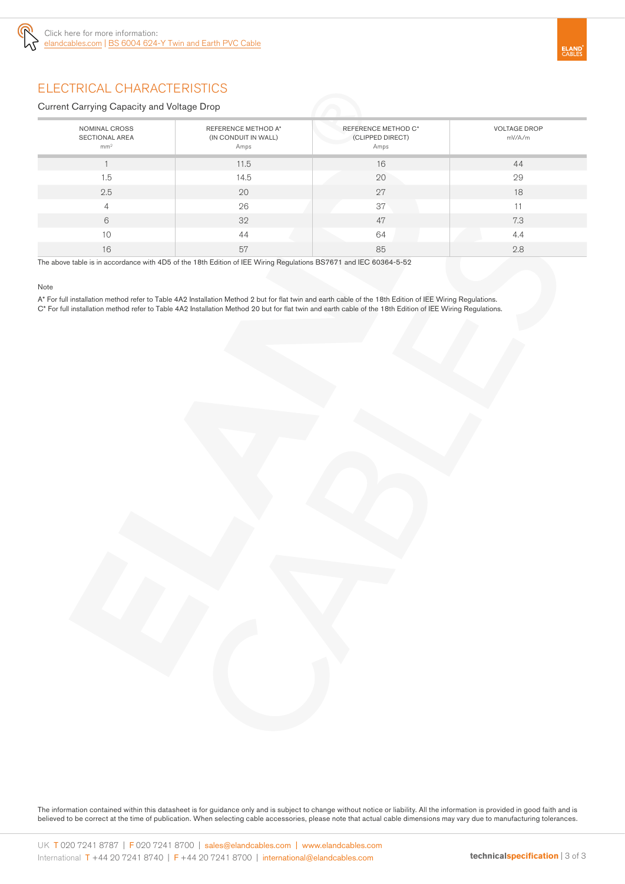Click here for more information:
elandcables.com | BS 6004 624-Y Twin and Earth PVC Cable

## ELECTRICAL CHARACTERISTICS

Current Carrying Capacity and Voltage Drop

| NOMINAL CROSS SECTIONAL AREA mm² | REFERENCE METHOD A* (IN CONDUIT IN WALL) Amps | REFERENCE METHOD C* (CLIPPED DIRECT) Amps | VOLTAGE DROP mV/A/m |
|---|---|---|---|
| 1 | 11.5 | 16 | 44 |
| 1.5 | 14.5 | 20 | 29 |
| 2.5 | 20 | 27 | 18 |
| 4 | 26 | 37 | 11 |
| 6 | 32 | 47 | 7.3 |
| 10 | 44 | 64 | 4.4 |
| 16 | 57 | 85 | 2.8 |

The above table is in accordance with 4D5 of the 18th Edition of IEE Wiring Regulations BS7671 and IEC 60364-5-52

Note

A* For full installation method refer to Table 4A2 Installation Method 2 but for flat twin and earth cable of the 18th Edition of IEE Wiring Regulations.
C* For full installation method refer to Table 4A2 Installation Method 20 but for flat twin and earth cable of the 18th Edition of IEE Wiring Regulations.

The information contained within this datasheet is for guidance only and is subject to change without notice or liability. All the information is provided in good faith and is believed to be correct at the time of publication. When selecting cable accessories, please note that actual cable dimensions may vary due to manufacturing tolerances.

UK T 020 7241 8787 | F 020 7241 8700 | sales@elandcables.com | www.elandcables.com
International T +44 20 7241 8740 | F +44 20 7241 8700 | international@elandcables.com